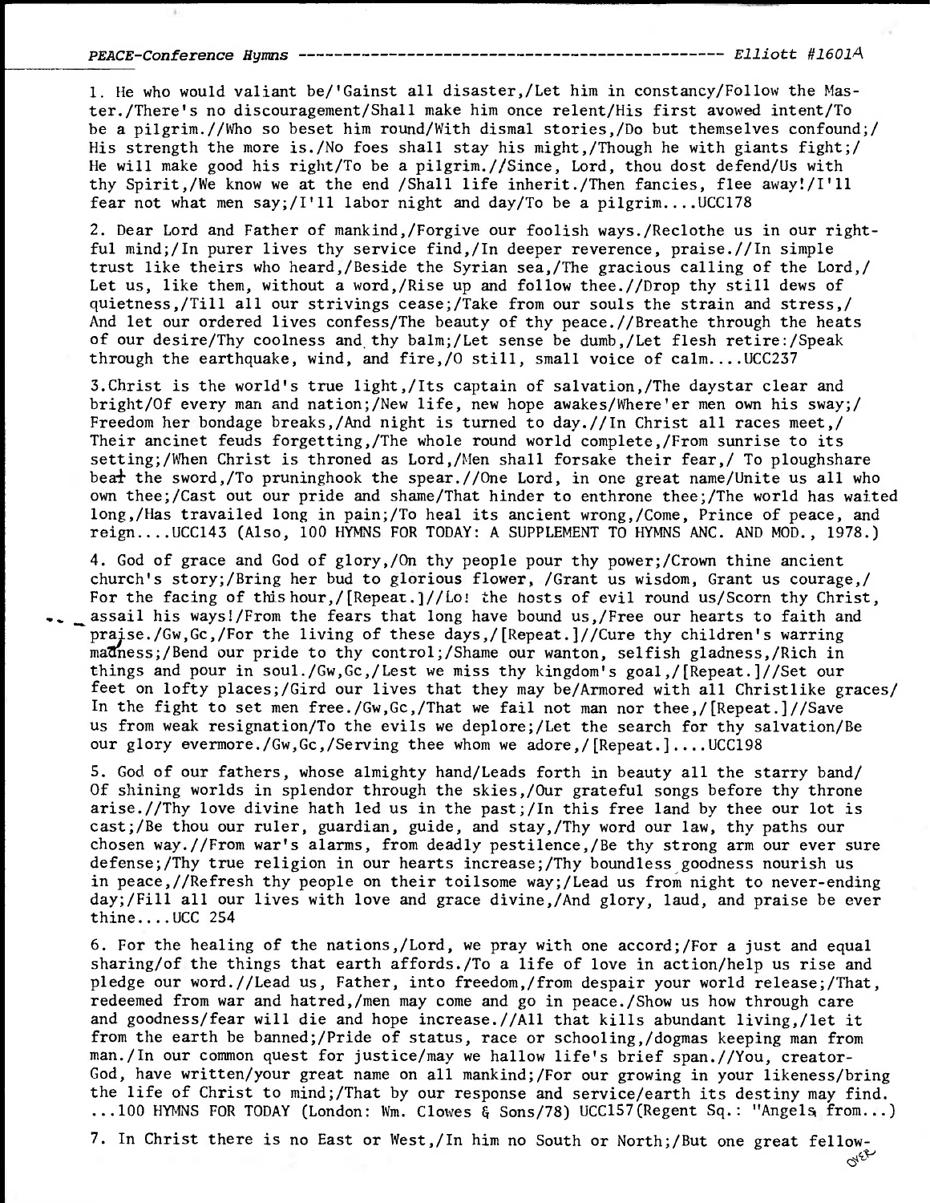*PEACE-Conference Hymns* ---------------------------------------------- *Elliott #1601A*

1. He who would valiant be/'Gainst all disaster,/Let him in constancy/Follow the Master./There's no discouragement/Shall make him once relent/His first avowed intent/To be a pilgrim.//Who so beset him round/With dismal stories,/Do but themselves confound;/ His strength the more is./No foes shall stay his might,/Though he with giants fight;/ He will make good his right/To be a pilgrim.//Since, Lord, thou dost defend/Us with thy Spirit,/We know we at the end /Shall life inherit./Then fancies, flee away!/I'll fear not what men say;/I'll labor night and day/To be a pilgrim....UCC178

2. Dear Lord and Father of mankind,/Forgive our foolish ways./Reclothe us in our rightful mind;/In purer lives thy service find,/In deeper reverence, praise.//In simple trust like theirs who heard,/Beside the Syrian sea,/The gracious calling of the Lord,/ Let us, like them, without a word,/Rise up and follow thee.//Drop thy still dews of quietness,/Till all our strivings cease;/Take from our souls the strain and stress,/ And let our ordered lives confess/The beauty of thy peace.//Breathe through the heats of our desire/Thy coolness and thy balm;/Let sense be dumb,/Let flesh retire:/Speak through the earthquake, wind, and fire,/O still, small voice of calm....UCC237

3.Christ is the world's true light,/Its captain of salvation,/The daystar clear and bright/Of every man and nation;/New life, new hope awakes/Where'er men own his sway;/ Freedom her bondage breaks,/And night is turned to day.//In Christ all races meet,/ Their ancinet feuds forgetting,/The whole round world complete,/From sunrise to its setting;/When Christ is throned as Lord,/Men shall forsake their fear,/ To ploughshare beat the sword,/To pruninghook the spear.//One Lord, in one great name/Unite us all who own thee;/Cast out our pride and shame/That hinder to enthrone thee;/The world has waited long,/Has travailed long in pain;/To heal its ancient wrong,/Come, Prince of peace, and reign....UCC143 (Also, 100 HYMNS FOR TODAY: A SUPPLEMENT TO HYMNS ANC. AND MOD., 1978.)

4. God of grace and God of glory,/On thy people pour thy power;/Crown thine ancient church's story;/Bring her bud to glorious flower, /Grant us wisdom, Grant us courage,/ For the facing of this hour,/[Repeat.]//Lo! the hosts of evil round us/Scorn thy Christ, assail his ways!/From the fears that long have bound us,/Free our hearts to faith and praise./Gw,Gc,/For the living of these days,/[Repeat.]//Cure thy children's warring madness;/Bend our pride to thy control;/Shame our wanton, selfish gladness,/Rich in things and pour in soul./Gw,Gc,/Lest we miss thy kingdom's goal,/[Repeat.]//Set our feet on lofty places;/Gird our lives that they may be/Armored with all Christlike graces/ In the fight to set men free./Gw,Gc,/That we fail not man nor thee,/[Repeat.]//Save us from weak resignation/To the evils we deplore;/Let the search for thy salvation/Be our glory evermore./Gw,Gc,/Serving thee whom we adore,/[Repeat.]....UCC198

5. God of our fathers, whose almighty hand/Leads forth in beauty all the starry band/ Of shining worlds in splendor through the skies,/Our grateful songs before thy throne arise.//Thy love divine hath led us in the past;/In this free land by thee our lot is cast;/Be thou our ruler, guardian, guide, and stay,/Thy word our law, thy paths our chosen way.//From war's alarms, from deadly pestilence,/Be thy strong arm our ever sure defense;/Thy true religion in our hearts increase;/Thy boundless goodness nourish us in peace,//Refresh thy people on their toilsome way;/Lead us from night to never-ending day;/Fill all our lives with love and grace divine,/And glory, laud, and praise be ever thine....UCC 254

6. For the healing of the nations,/Lord, we pray with one accord;/For a just and equal sharing/of the things that earth affords./To a life of love in action/help us rise and pledge our word.//Lead us, Father, into freedom,/from despair your world release;/That, redeemed from war and hatred,/men may come and go in peace./Show us how through care and goodness/fear will die and hope increase.//All that kills abundant living,/let it from the earth be banned;/Pride of status, race or schooling,/dogmas keeping man from man./In our common quest for justice/may we hallow life's brief span.//You, creator-God, have written/your great name on all mankind;/For our growing in your likeness/bring the life of Christ to mind;/That by our response and service/earth its destiny may find. ...100 HYMNS FOR TODAY (London: Wm. Clowes & Sons/78) UCC157(Regent Sq.: "Angels from...)

7. In Christ there is no East or West,/In him no South or North;/But one great fellow-

over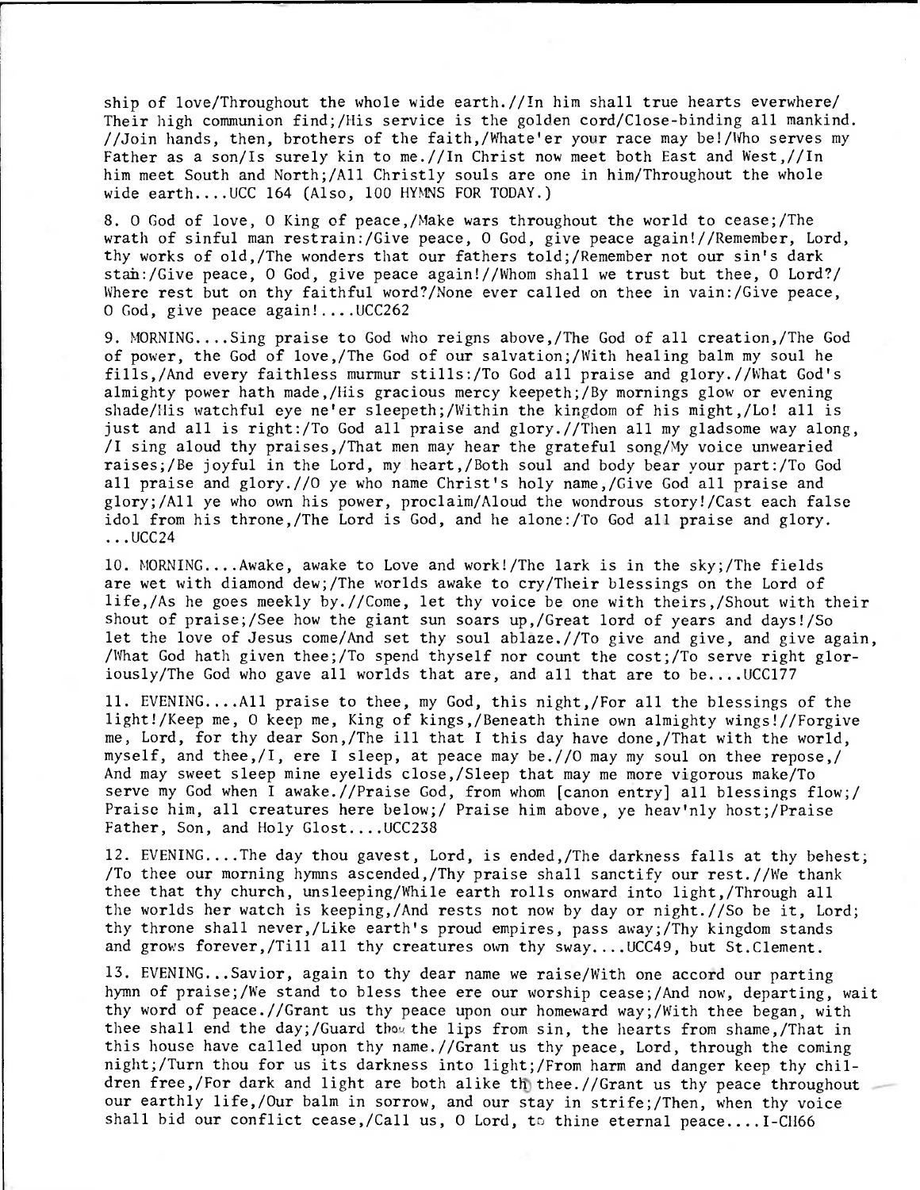ship of love/Throughout the whole wide earth.//In him shall true hearts everwhere/ Their high communion find;/His service is the golden cord/Close-binding all mankind. //Join hands, then, brothers of the faith,/Whate'er your race may be!/Who serves my Father as a son/Is surely kin to me.//In Christ now meet both East and West,//In him meet South and North;/All Christly souls are one in him/Throughout the whole wide earth....UCC 164 (Also, 100 HYMNS FOR TODAY.)

8. O God of love, O King of peace,/Make wars throughout the world to cease;/The wrath of sinful man restrain:/Give peace, O God, give peace again!//Remember, Lord, thy works of old,/The wonders that our fathers told;/Remember not our sin's dark stain:/Give peace, O God, give peace again!//Whom shall we trust but thee, O Lord?/ Where rest but on thy faithful word?/None ever called on thee in vain:/Give peace, O God, give peace again!....UCC262

9. MORNING....Sing praise to God who reigns above,/The God of all creation,/The God of power, the God of love,/The God of our salvation;/With healing balm my soul he fills,/And every faithless murmur stills:/To God all praise and glory.//What God's almighty power hath made,/His gracious mercy keepeth;/By mornings glow or evening shade/His watchful eye ne'er sleepeth;/Within the kingdom of his might,/Lo! all is just and all is right:/To God all praise and glory.//Then all my gladsome way along, /I sing aloud thy praises,/That men may hear the grateful song/My voice unwearied raises;/Be joyful in the Lord, my heart,/Both soul and body bear your part:/To God all praise and glory.//O ye who name Christ's holy name,/Give God all praise and glory;/All ye who own his power, proclaim/Aloud the wondrous story!/Cast each false idol from his throne,/The Lord is God, and he alone:/To God all praise and glory. ...UCC24

10. MORNING....Awake, awake to Love and work!/The lark is in the sky;/The fields are wet with diamond dew;/The worlds awake to cry/Their blessings on the Lord of life,/As he goes meekly by.//Come, let thy voice be one with theirs,/Shout with their shout of praise;/See how the giant sun soars up,/Great lord of years and days!/So let the love of Jesus come/And set thy soul ablaze.//To give and give, and give again, /What God hath given thee;/To spend thyself nor count the cost;/To serve right gloriously/The God who gave all worlds that are, and all that are to be....UCC177

11. EVENING....All praise to thee, my God, this night,/For all the blessings of the light!/Keep me, O keep me, King of kings,/Beneath thine own almighty wings!//Forgive me, Lord, for thy dear Son,/The ill that I this day have done,/That with the world, myself, and thee,/I, ere I sleep, at peace may be.//O may my soul on thee repose,/ And may sweet sleep mine eyelids close,/Sleep that may me more vigorous make/To serve my God when I awake.//Praise God, from whom [canon entry] all blessings flow;/ Praise him, all creatures here below;/ Praise him above, ye heav'nly host;/Praise Father, Son, and Holy Glost....UCC238

12. EVENING....The day thou gavest, Lord, is ended,/The darkness falls at thy behest; /To thee our morning hymns ascended,/Thy praise shall sanctify our rest.//We thank thee that thy church, unsleeping/While earth rolls onward into light,/Through all the worlds her watch is keeping,/And rests not now by day or night.//So be it, Lord; thy throne shall never,/Like earth's proud empires, pass away;/Thy kingdom stands and grows forever,/Till all thy creatures own thy sway....UCC49, but St.Clement.

13. EVENING...Savior, again to thy dear name we raise/With one accord our parting hymn of praise;/We stand to bless thee ere our worship cease;/And now, departing, wait thy word of peace.//Grant us thy peace upon our homeward way;/With thee began, with thee shall end the day;/Guard thou the lips from sin, the hearts from shame,/That in this house have called upon thy name.//Grant us thy peace, Lord, through the coming night;/Turn thou for us its darkness into light;/From harm and danger keep thy children free,/For dark and light are both alike to thee.//Grant us thy peace throughout our earthly life,/Our balm in sorrow, and our stay in strife;/Then, when thy voice shall bid our conflict cease,/Call us, O Lord, to thine eternal peace....I-CH66